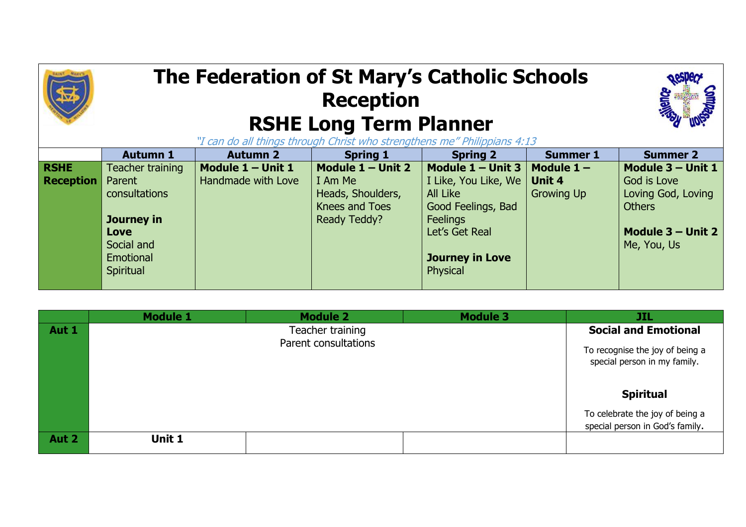# The Federation of St Mary's Catholic Schools
# Reception
# RSHE Long Term Planner

*"I can do all things through Christ who strengthens me" Philippians 4:13*

| | Autumn 1 | Autumn 2 | Spring 1 | Spring 2 | Summer 1 | Summer 2 |
|---|---|---|---|---|---|---|
| **RSHE Reception** | Teacher training<br>Parent consultations<br><br>**Journey in Love**<br>Social and Emotional<br>Spiritual | **Module 1 – Unit 1**<br>Handmade with Love | **Module 1 – Unit 2**<br>I Am Me<br>Heads, Shoulders, Knees and Toes<br>Ready Teddy? | **Module 1 – Unit 3**<br>I Like, You Like, We All Like<br>Good Feelings, Bad Feelings<br>Let's Get Real<br><br>**Journey in Love**<br>Physical | **Module 1 – Unit 4**<br>Growing Up | **Module 3 – Unit 1**<br>God is Love<br>Loving God, Loving Others<br><br>**Module 3 – Unit 2**<br>Me, You, Us |

| | Module 1 | Module 2 | Module 3 | JIL |
|---|---|---|---|---|
| **Aut 1** | Teacher training<br>Parent consultations | | | **Social and Emotional**<br>To recognise the joy of being a special person in my family.<br><br>**Spiritual**<br>To celebrate the joy of being a special person in God's family. |
| **Aut 2** | **Unit 1** | | | |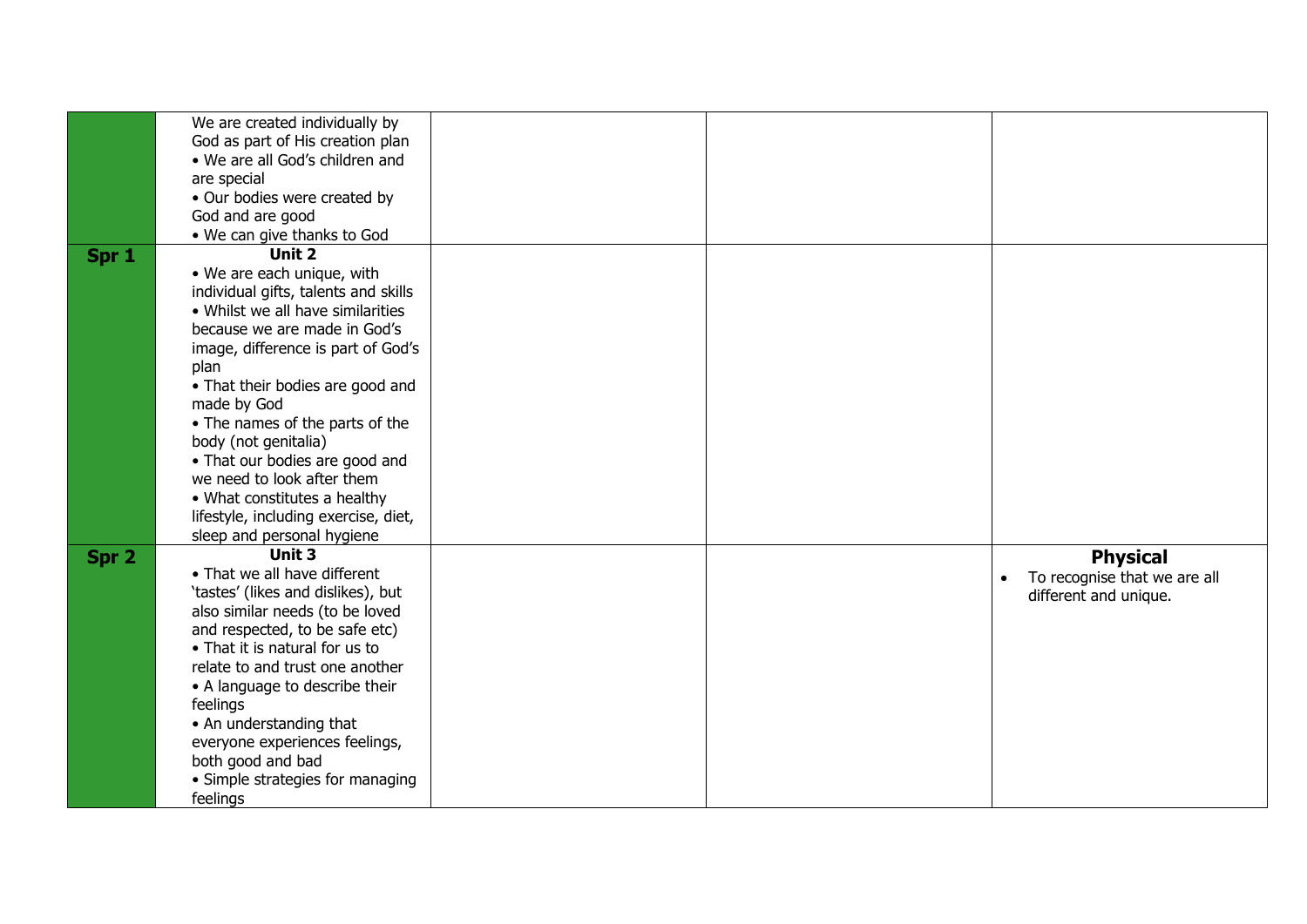|  |  |  |  |  |
|---|---|---|---|---|
|  | We are created individually by God as part of His creation plan<br>• We are all God's children and are special<br>• Our bodies were created by God and are good<br>• We can give thanks to God |  |  |  |
| **Spr 1** | **Unit 2**<br>• We are each unique, with individual gifts, talents and skills<br>• Whilst we all have similarities because we are made in God's image, difference is part of God's plan<br>• That their bodies are good and made by God<br>• The names of the parts of the body (not genitalia)<br>• That our bodies are good and we need to look after them<br>• What constitutes a healthy lifestyle, including exercise, diet, sleep and personal hygiene |  |  |  |
| **Spr 2** | **Unit 3**<br>• That we all have different 'tastes' (likes and dislikes), but also similar needs (to be loved and respected, to be safe etc)<br>• That it is natural for us to relate to and trust one another<br>• A language to describe their feelings<br>• An understanding that everyone experiences feelings, both good and bad<br>• Simple strategies for managing feelings |  |  | **Physical**<br>• To recognise that we are all different and unique. |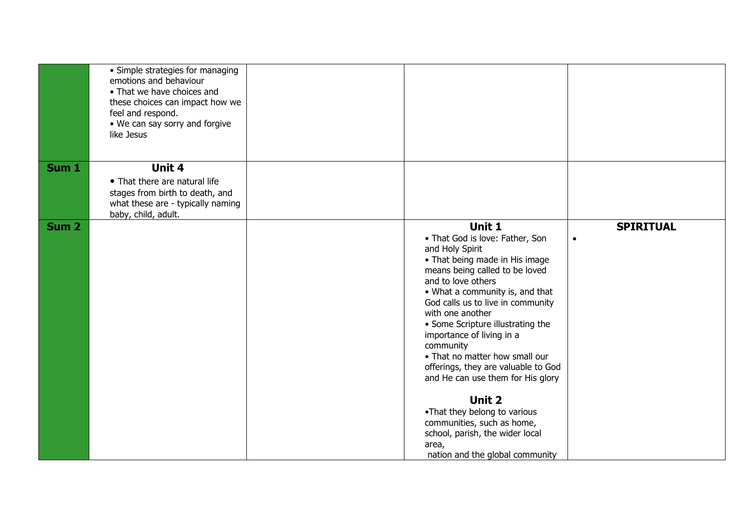| | | | | |
|---|---|---|---|---|
| | • Simple strategies for managing emotions and behaviour<br>• That we have choices and these choices can impact how we feel and respond.<br>• We can say sorry and forgive like Jesus | | | |
| **Sum 1** | **Unit 4**<br>• That there are natural life stages from birth to death, and what these are - typically naming baby, child, adult. | | | |
| **Sum 2** | | | **Unit 1**<br>• That God is love: Father, Son and Holy Spirit<br>• That being made in His image means being called to be loved and to love others<br>• What a community is, and that God calls us to live in community with one another<br>• Some Scripture illustrating the importance of living in a community<br>• That no matter how small our offerings, they are valuable to God and He can use them for His glory<br><br>**Unit 2**<br>•That they belong to various communities, such as home, school, parish, the wider local area, nation and the global community | **SPIRITUAL**<br>• |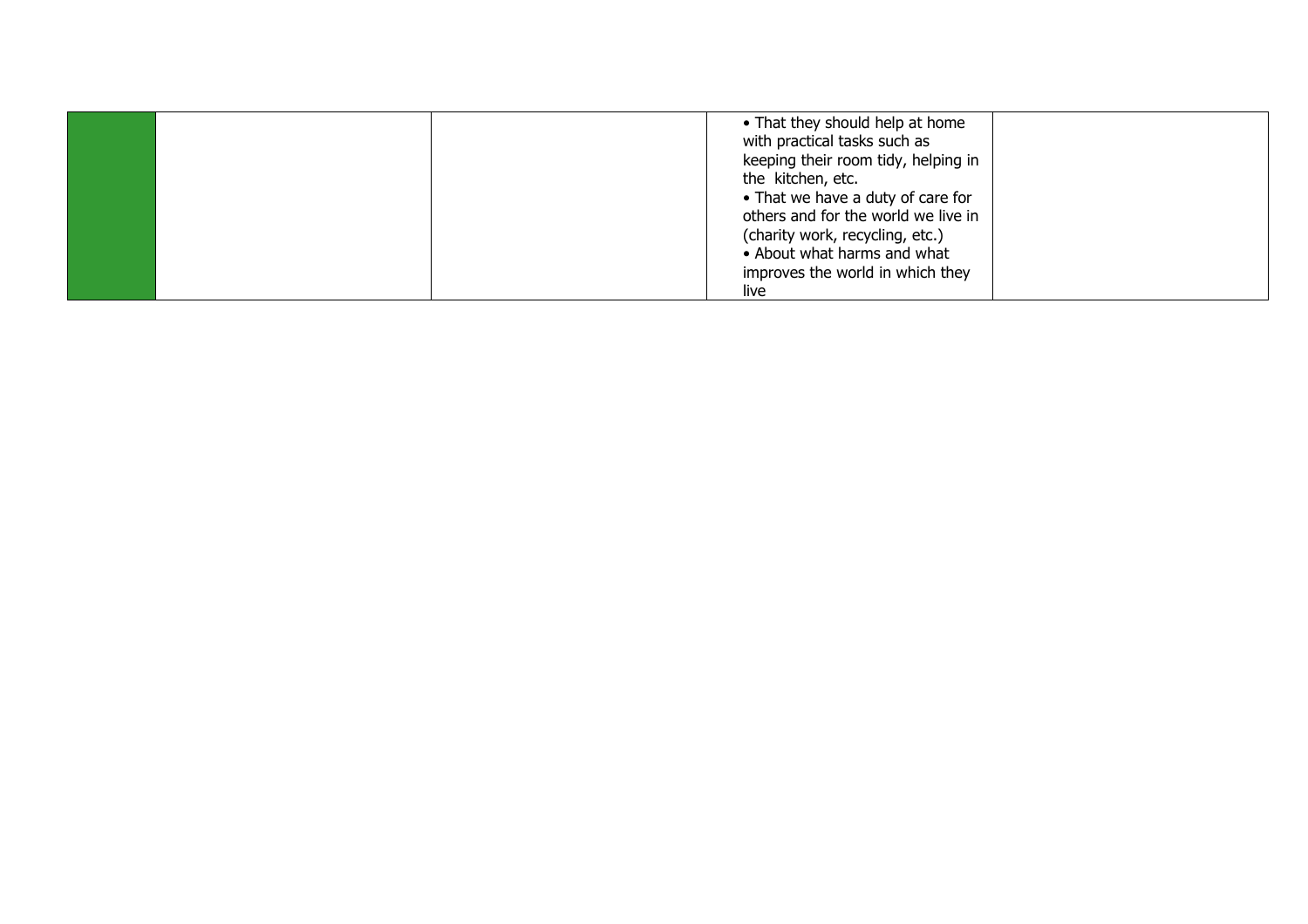| | | | | |
|---|---|---|---|---|
| | | | • That they should help at home with practical tasks such as keeping their room tidy, helping in the kitchen, etc.<br>• That we have a duty of care for others and for the world we live in (charity work, recycling, etc.)<br>• About what harms and what improves the world in which they live | |